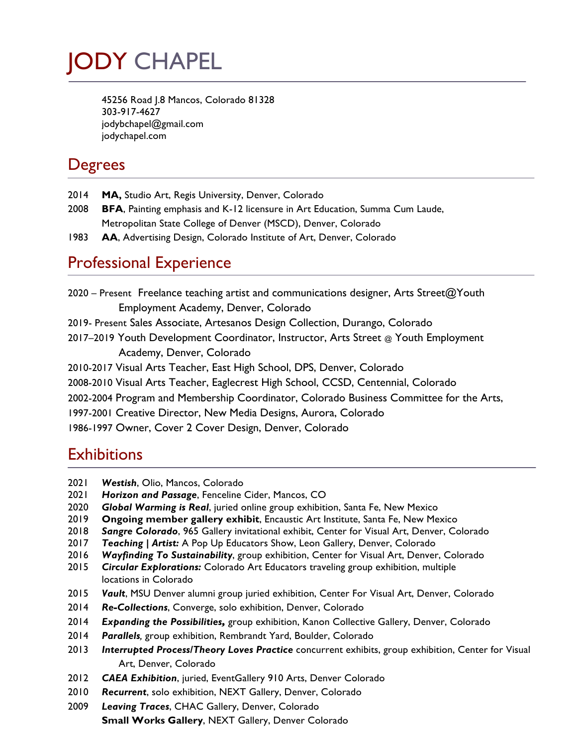# JODY CHAPEL

45256 Road J.8 Mancos, Colorado 81328
303-917-4627
jodybchapel@gmail.com
jodychapel.com

## Degrees

2014 **MA,** Studio Art, Regis University, Denver, Colorado
2008 **BFA**, Painting emphasis and K-12 licensure in Art Education, Summa Cum Laude, Metropolitan State College of Denver (MSCD), Denver, Colorado
1983 **AA**, Advertising Design, Colorado Institute of Art, Denver, Colorado

## Professional Experience

2020 – Present Freelance teaching artist and communications designer, Arts Street@Youth Employment Academy, Denver, Colorado
2019- Present Sales Associate, Artesanos Design Collection, Durango, Colorado
2017–2019 Youth Development Coordinator, Instructor, Arts Street @ Youth Employment Academy, Denver, Colorado
2010-2017 Visual Arts Teacher, East High School, DPS, Denver, Colorado
2008-2010 Visual Arts Teacher, Eaglecrest High School, CCSD, Centennial, Colorado
2002-2004 Program and Membership Coordinator, Colorado Business Committee for the Arts,
1997-2001 Creative Director, New Media Designs, Aurora, Colorado
1986-1997 Owner, Cover 2 Cover Design, Denver, Colorado

## Exhibitions

2021 ***Westish***, Olio, Mancos, Colorado
2021 ***Horizon and Passage***, Fenceline Cider, Mancos, CO
2020 ***Global Warming is Real***, juried online group exhibition, Santa Fe, New Mexico
2019 **Ongoing member gallery exhibit**, Encaustic Art Institute, Santa Fe, New Mexico
2018 ***Sangre Colorado***, 965 Gallery invitational exhibit, Center for Visual Art, Denver, Colorado
2017 ***Teaching | Artist:*** A Pop Up Educators Show, Leon Gallery, Denver, Colorado
2016 ***Wayfinding To Sustainability***, group exhibition, Center for Visual Art, Denver, Colorado
2015 ***Circular Explorations:*** Colorado Art Educators traveling group exhibition, multiple locations in Colorado
2015 ***Vault***, MSU Denver alumni group juried exhibition, Center For Visual Art, Denver, Colorado
2014 ***Re-Collections***, Converge, solo exhibition, Denver, Colorado
2014 ***Expanding the Possibilities,*** group exhibition, Kanon Collective Gallery, Denver, Colorado
2014 ***Parallels****,* group exhibition, Rembrandt Yard, Boulder, Colorado
2013 ***Interrupted Process/Theory Loves Practice*** concurrent exhibits, group exhibition, Center for Visual Art, Denver, Colorado
2012 ***CAEA Exhibition***, juried, EventGallery 910 Arts, Denver Colorado
2010 ***Recurrent***, solo exhibition, NEXT Gallery, Denver, Colorado
2009 ***Leaving Traces***, CHAC Gallery, Denver, Colorado
**Small Works Gallery**, NEXT Gallery, Denver Colorado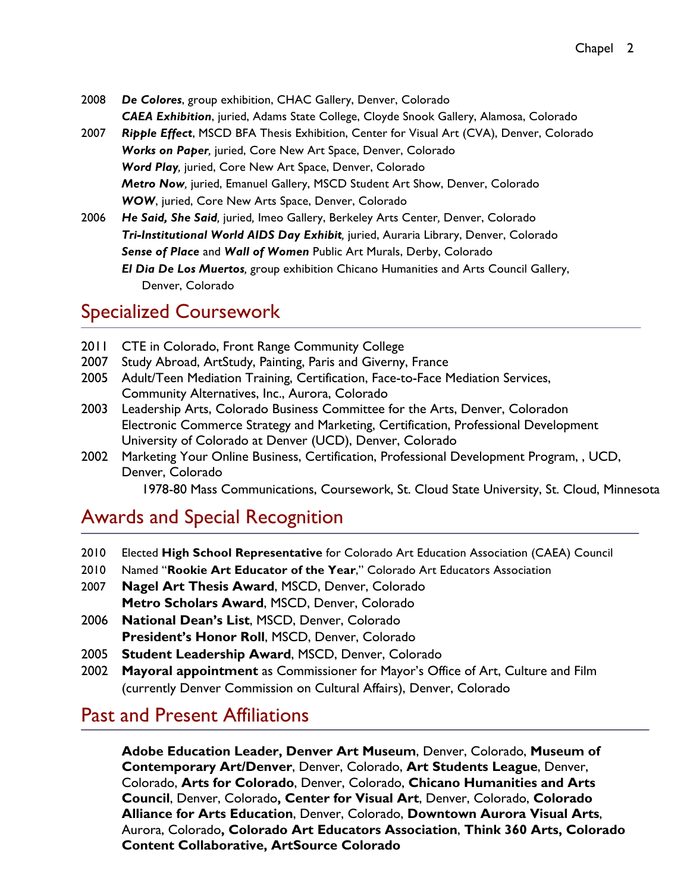2008 ***De Colores***, group exhibition, CHAC Gallery, Denver, Colorado
***CAEA Exhibition***, juried, Adams State College, Cloyde Snook Gallery, Alamosa, Colorado

2007 ***Ripple Effect***, MSCD BFA Thesis Exhibition, Center for Visual Art (CVA), Denver, Colorado
***Works on Paper**,* juried, Core New Art Space, Denver, Colorado
***Word Play**,* juried, Core New Art Space, Denver, Colorado
***Metro Now**,* juried, Emanuel Gallery, MSCD Student Art Show, Denver, Colorado
***WOW***, juried, Core New Arts Space, Denver, Colorado

2006 ***He Said, She Said**,* juried*,* Imeo Gallery, Berkeley Arts Center*,* Denver, Colorado
***Tri-Institutional World AIDS Day Exhibit**,* juried, Auraria Library, Denver, Colorado
***Sense of Place*** and ***Wall of Women*** Public Art Murals, Derby, Colorado
***El Dia De Los Muertos**,* group exhibition Chicano Humanities and Arts Council Gallery, Denver, Colorado

## Specialized Coursework

2011 CTE in Colorado, Front Range Community College

2007 Study Abroad, ArtStudy, Painting, Paris and Giverny, France

2005 Adult/Teen Mediation Training, Certification, Face-to-Face Mediation Services, Community Alternatives, Inc., Aurora, Colorado

2003 Leadership Arts, Colorado Business Committee for the Arts, Denver, Coloradon
Electronic Commerce Strategy and Marketing, Certification, Professional Development University of Colorado at Denver (UCD), Denver, Colorado

2002 Marketing Your Online Business, Certification, Professional Development Program, , UCD, Denver, Colorado

1978-80 Mass Communications, Coursework, St. Cloud State University, St. Cloud, Minnesota

## Awards and Special Recognition

2010 Elected **High School Representative** for Colorado Art Education Association (CAEA) Council

2010 Named "**Rookie Art Educator of the Year**," Colorado Art Educators Association

2007 **Nagel Art Thesis Award**, MSCD, Denver, Colorado
**Metro Scholars Award**, MSCD, Denver, Colorado

2006 **National Dean's List**, MSCD, Denver, Colorado
**President's Honor Roll**, MSCD, Denver, Colorado

2005 **Student Leadership Award**, MSCD, Denver, Colorado

2002 **Mayoral appointment** as Commissioner for Mayor's Office of Art, Culture and Film (currently Denver Commission on Cultural Affairs), Denver, Colorado

## Past and Present Affiliations

**Adobe Education Leader, Denver Art Museum**, Denver, Colorado, **Museum of Contemporary Art/Denver**, Denver, Colorado, **Art Students League**, Denver, Colorado, **Arts for Colorado**, Denver, Colorado, **Chicano Humanities and Arts Council**, Denver, Colorado**, Center for Visual Art**, Denver, Colorado, **Colorado Alliance for Arts Education**, Denver, Colorado, **Downtown Aurora Visual Arts**, Aurora, Colorado**, Colorado Art Educators Association**, **Think 360 Arts, Colorado Content Collaborative, ArtSource Colorado**